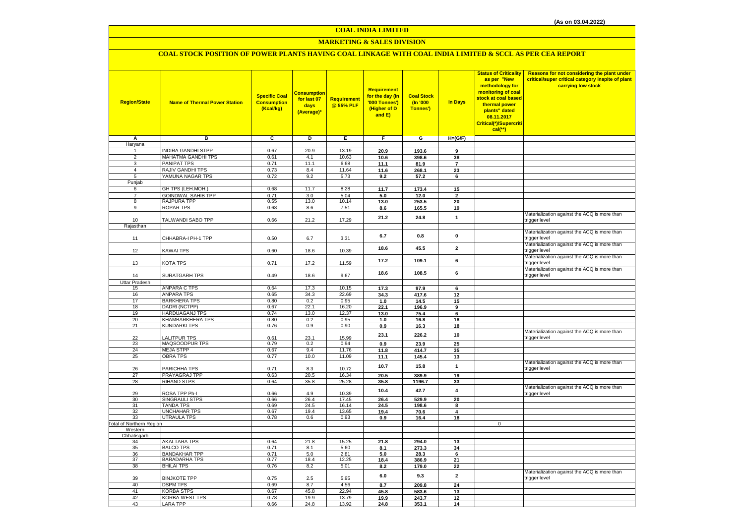(As on 03.04.2022)

# COAL INDIA LIMITED

## MARKETING & SALES DIVISION

### COAL STOCK POSITION OF POWER PLANTS HAVING COAL LINKAGE WITH COAL INDIA LIMITED & SCCL AS PER CEA REPORT

| Region/State | Name of Thermal Power Station | Specific Coal Consumption (Kcal/kg) | Consumption for last 07 days (Average)* | Requirement @ 55% PLF | Requirement for the day (In '000 Tonnes') (Higher of D and E) | Coal Stock (In '000 Tonnes') | In Days | Status of Criticality as per "New methodology for monitoring of coal stock at coal based thermal power plants" dated 08.11.2017 Critical(*)/Supercritical(**) | Reasons for not considering the plant under critical/super critical category inspite of plant carrying low stock |
|---|---|---|---|---|---|---|---|---|---|
| A | B | C | D | E | F | G | H=(G/F) | | |
| Haryana | | | | | | | | | |
| 1 | INDIRA GANDHI STPP | 0.67 | 20.9 | 13.19 | 20.9 | 193.6 | 9 | | |
| 2 | MAHATMA GANDHI TPS | 0.61 | 4.1 | 10.63 | 10.6 | 398.6 | 38 | | |
| 3 | PANIPAT TPS | 0.71 | 11.1 | 6.68 | 11.1 | 81.9 | 7 | | |
| 4 | RAJIV GANDHI TPS | 0.73 | 8.4 | 11.64 | 11.6 | 268.1 | 23 | | |
| 5 | YAMUNA NAGAR TPS | 0.72 | 9.2 | 5.73 | 9.2 | 57.2 | 6 | | |
| Punjab | | | | | | | | | |
| 6 | GH TPS (LEH.MOH.) | 0.68 | 11.7 | 8.28 | 11.7 | 173.4 | 15 | | |
| 7 | GOINDWAL SAHIB TPP | 0.71 | 3.0 | 5.04 | 5.0 | 12.0 | 2 | | |
| 8 | RAJPURA TPP | 0.55 | 13.0 | 10.14 | 13.0 | 253.5 | 20 | | |
| 9 | ROPAR TPS | 0.68 | 8.6 | 7.51 | 8.6 | 165.5 | 19 | | |
| 10 | TALWANDI SABO TPP | 0.66 | 21.2 | 17.29 | 21.2 | 24.8 | 1 | | Materialization against the ACQ is more than trigger level |
| Rajasthan | | | | | | | | | |
| 11 | CHHABRA-I PH-1 TPP | 0.50 | 6.7 | 3.31 | 6.7 | 0.8 | 0 | | Materialization against the ACQ is more than trigger level |
| 12 | KAWAI TPS | 0.60 | 18.6 | 10.39 | 18.6 | 45.5 | 2 | | Materialization against the ACQ is more than trigger level |
| 13 | KOTA TPS | 0.71 | 17.2 | 11.59 | 17.2 | 109.1 | 6 | | Materialization against the ACQ is more than trigger level |
| 14 | SURATGARH TPS | 0.49 | 18.6 | 9.67 | 18.6 | 108.5 | 6 | | Materialization against the ACQ is more than trigger level |
| Uttar Pradesh | | | | | | | | | |
| 15 | ANPARA C TPS | 0.64 | 17.3 | 10.15 | 17.3 | 97.9 | 6 | | |
| 16 | ANPARA TPS | 0.65 | 34.3 | 22.69 | 34.3 | 417.6 | 12 | | |
| 17 | BARKHERA TPS | 0.80 | 0.2 | 0.95 | 1.0 | 14.5 | 15 | | |
| 18 | DADRI (NCTPP) | 0.67 | 22.1 | 16.20 | 22.1 | 196.9 | 9 | | |
| 19 | HARDUAGANJ TPS | 0.74 | 13.0 | 12.37 | 13.0 | 75.4 | 6 | | |
| 20 | KHAMBARKHERA TPS | 0.80 | 0.2 | 0.95 | 1.0 | 16.8 | 18 | | |
| 21 | KUNDARKI TPS | 0.76 | 0.9 | 0.90 | 0.9 | 16.3 | 18 | | |
| 22 | LALITPUR TPS | 0.61 | 23.1 | 15.99 | 23.1 | 226.2 | 10 | | Materialization against the ACQ is more than trigger level |
| 23 | MAQSOODPUR TPS | 0.79 | 0.2 | 0.94 | 0.9 | 23.9 | 25 | | |
| 24 | MEJA STPP | 0.67 | 9.4 | 11.76 | 11.8 | 414.7 | 35 | | |
| 25 | OBRA TPS | 0.77 | 10.0 | 11.09 | 11.1 | 145.4 | 13 | | |
| 26 | PARICHHA TPS | 0.71 | 8.3 | 10.72 | 10.7 | 15.8 | 1 | | Materialization against the ACQ is more than trigger level |
| 27 | PRAYAGRAJ TPP | 0.63 | 20.5 | 16.34 | 20.5 | 389.9 | 19 | | |
| 28 | RIHAND STPS | 0.64 | 35.8 | 25.28 | 35.8 | 1196.7 | 33 | | |
| 29 | ROSA TPP Ph-I | 0.66 | 4.9 | 10.39 | 10.4 | 42.7 | 4 | | Materialization against the ACQ is more than trigger level |
| 30 | SINGRAULI STPS | 0.66 | 26.4 | 17.45 | 26.4 | 529.9 | 20 | | |
| 31 | TANDA TPS | 0.69 | 24.5 | 16.14 | 24.5 | 198.6 | 8 | | |
| 32 | UNCHAHAR TPS | 0.67 | 19.4 | 13.65 | 19.4 | 70.6 | 4 | | |
| 33 | UTRAULA TPS | 0.78 | 0.6 | 0.93 | 0.9 | 16.4 | 18 | | |
| Total of Northern Region | | | | | | | | 0 | |
| Western | | | | | | | | | |
| Chhatisgarh | | | | | | | | | |
| 34 | AKALTARA TPS | 0.64 | 21.8 | 15.25 | 21.8 | 294.0 | 13 | | |
| 35 | BALCO TPS | 0.71 | 8.1 | 5.60 | 8.1 | 273.3 | 34 | | |
| 36 | BANDAKHAR TPP | 0.71 | 5.0 | 2.81 | 5.0 | 28.3 | 6 | | |
| 37 | BARADARHA TPS | 0.77 | 18.4 | 12.25 | 18.4 | 386.9 | 21 | | |
| 38 | BHILAI TPS | 0.76 | 8.2 | 5.01 | 8.2 | 179.0 | 22 | | |
| 39 | BINJKOTE TPP | 0.75 | 2.5 | 5.95 | 6.0 | 9.3 | 2 | | Materialization against the ACQ is more than trigger level |
| 40 | DSPM TPS | 0.69 | 8.7 | 4.56 | 8.7 | 209.8 | 24 | | |
| 41 | KORBA STPS | 0.67 | 45.8 | 22.94 | 45.8 | 583.6 | 13 | | |
| 42 | KORBA-WEST TPS | 0.78 | 19.9 | 13.79 | 19.9 | 243.7 | 12 | | |
| 43 | LARA TPP | 0.66 | 24.8 | 13.92 | 24.8 | 353.1 | 14 | | |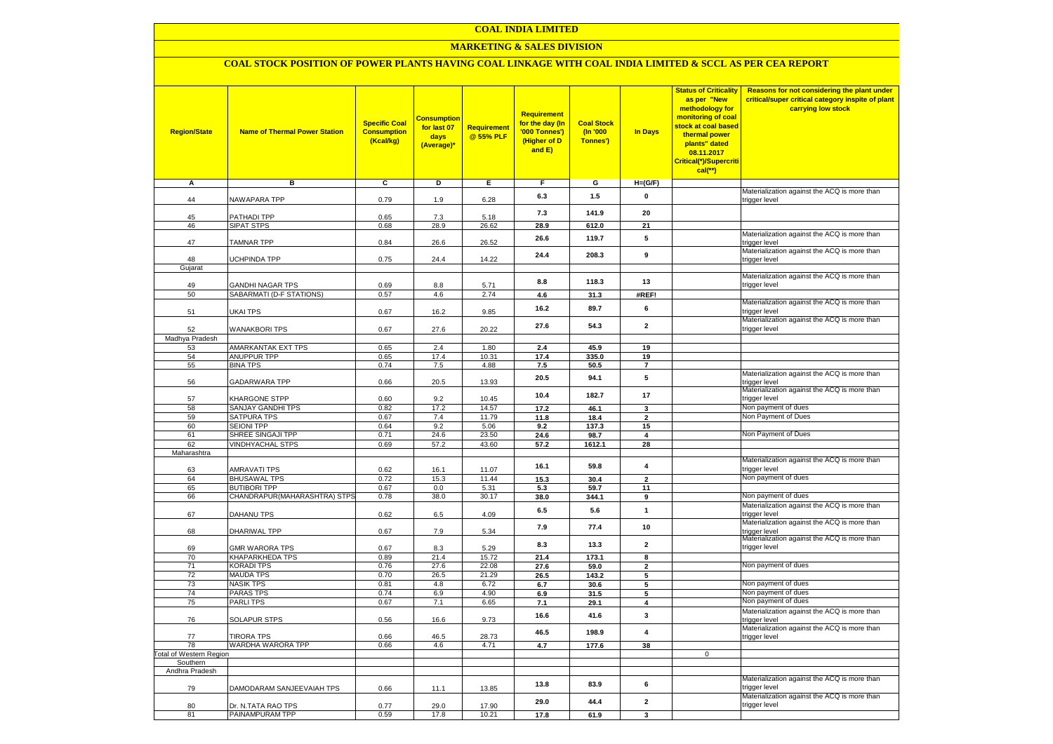# COAL INDIA LIMITED

## MARKETING & SALES DIVISION

### COAL STOCK POSITION OF POWER PLANTS HAVING COAL LINKAGE WITH COAL INDIA LIMITED & SCCL AS PER CEA REPORT

| Region/State | Name of Thermal Power Station | Specific Coal Consumption (Kcal/kg) | Consumption for last 07 days (Average)* | Requirement @ 55% PLF | Requirement for the day (In '000 Tonnes') (Higher of D and E) | Coal Stock (In '000 Tonnes') | In Days | Status of Criticality as per "New methodology for monitoring of coal stock at coal based thermal power plants" dated 08.11.2017 Critical(*)/Supercritical(**) | Reasons for not considering the plant under critical/super critical category inspite of plant carrying low stock |
|---|---|---|---|---|---|---|---|---|---|
| A | B | C | D | E | F | G | H=(G/F) | | |
| 44 | NAWAPARA TPP | 0.79 | 1.9 | 6.28 | 6.3 | 1.5 | 0 | | Materialization against the ACQ is more than trigger level |
| 45 | PATHADI TPP | 0.65 | 7.3 | 5.18 | 7.3 | 141.9 | 20 | | |
| 46 | SIPAT STPS | 0.68 | 28.9 | 26.62 | 28.9 | 612.0 | 21 | | |
| 47 | TAMNAR TPP | 0.84 | 26.6 | 26.52 | 26.6 | 119.7 | 5 | | Materialization against the ACQ is more than trigger level |
| 48 | UCHPINDA TPP | 0.75 | 24.4 | 14.22 | 24.4 | 208.3 | 9 | | Materialization against the ACQ is more than trigger level |
| Gujarat | | | | | | | | | |
| 49 | GANDHI NAGAR TPS | 0.69 | 8.8 | 5.71 | 8.8 | 118.3 | 13 | | Materialization against the ACQ is more than trigger level |
| 50 | SABARMATI (D-F STATIONS) | 0.57 | 4.6 | 2.74 | 4.6 | 31.3 | #REF! | | |
| 51 | UKAI TPS | 0.67 | 16.2 | 9.85 | 16.2 | 89.7 | 6 | | Materialization against the ACQ is more than trigger level |
| 52 | WANAKBORI TPS | 0.67 | 27.6 | 20.22 | 27.6 | 54.3 | 2 | | Materialization against the ACQ is more than trigger level |
| Madhya Pradesh | | | | | | | | | |
| 53 | AMARKANTAK EXT TPS | 0.65 | 2.4 | 1.80 | 2.4 | 45.9 | 19 | | |
| 54 | ANUPPUR TPP | 0.65 | 17.4 | 10.31 | 17.4 | 335.0 | 19 | | |
| 55 | BINA TPS | 0.74 | 7.5 | 4.88 | 7.5 | 50.5 | 7 | | |
| 56 | GADARWARA TPP | 0.66 | 20.5 | 13.93 | 20.5 | 94.1 | 5 | | Materialization against the ACQ is more than trigger level |
| 57 | KHARGONE STPP | 0.60 | 9.2 | 10.45 | 10.4 | 182.7 | 17 | | Materialization against the ACQ is more than trigger level |
| 58 | SANJAY GANDHI TPS | 0.82 | 17.2 | 14.57 | 17.2 | 46.1 | 3 | | Non payment of dues |
| 59 | SATPURA TPS | 0.67 | 7.4 | 11.79 | 11.8 | 18.4 | 2 | | Non Payment of Dues |
| 60 | SEIONI TPP | 0.64 | 9.2 | 5.06 | 9.2 | 137.3 | 15 | | |
| 61 | SHREE SINGAJI TPP | 0.71 | 24.6 | 23.50 | 24.6 | 98.7 | 4 | | Non Payment of Dues |
| 62 | VINDHYACHAL STPS | 0.69 | 57.2 | 43.60 | 57.2 | 1612.1 | 28 | | |
| Maharashtra | | | | | | | | | |
| 63 | AMRAVATI TPS | 0.62 | 16.1 | 11.07 | 16.1 | 59.8 | 4 | | Materialization against the ACQ is more than trigger level |
| 64 | BHUSAWAL TPS | 0.72 | 15.3 | 11.44 | 15.3 | 30.4 | 2 | | Non payment of dues |
| 65 | BUTIBORI TPP | 0.67 | 0.0 | 5.31 | 5.3 | 59.7 | 11 | | |
| 66 | CHANDRAPUR(MAHARASHTRA) STPS | 0.78 | 38.0 | 30.17 | 38.0 | 344.1 | 9 | | Non payment of dues |
| 67 | DAHANU TPS | 0.62 | 6.5 | 4.09 | 6.5 | 5.6 | 1 | | Materialization against the ACQ is more than trigger level |
| 68 | DHARIWAL TPP | 0.67 | 7.9 | 5.34 | 7.9 | 77.4 | 10 | | Materialization against the ACQ is more than trigger level |
| 69 | GMR WARORA TPS | 0.67 | 8.3 | 5.29 | 8.3 | 13.3 | 2 | | Materialization against the ACQ is more than trigger level |
| 70 | KHAPARKHEDA TPS | 0.89 | 21.4 | 15.72 | 21.4 | 173.1 | 8 | | |
| 71 | KORADI TPS | 0.76 | 27.6 | 22.08 | 27.6 | 59.0 | 2 | | Non payment of dues |
| 72 | MAUDA TPS | 0.70 | 26.5 | 21.29 | 26.5 | 143.2 | 5 | | |
| 73 | NASIK TPS | 0.81 | 4.8 | 6.72 | 6.7 | 30.6 | 5 | | Non payment of dues |
| 74 | PARAS TPS | 0.74 | 6.9 | 4.90 | 6.9 | 31.5 | 5 | | Non payment of dues |
| 75 | PARLI TPS | 0.67 | 7.1 | 6.65 | 7.1 | 29.1 | 4 | | Non payment of dues |
| 76 | SOLAPUR STPS | 0.56 | 16.6 | 9.73 | 16.6 | 41.6 | 3 | | Materialization against the ACQ is more than trigger level |
| 77 | TIRORA TPS | 0.66 | 46.5 | 28.73 | 46.5 | 198.9 | 4 | | Materialization against the ACQ is more than trigger level |
| 78 | WARDHA WARORA TPP | 0.66 | 4.6 | 4.71 | 4.7 | 177.6 | 38 | | |
| Total of Western Region | | | | | | | | 0 | |
| Southern | | | | | | | | | |
| Andhra Pradesh | | | | | | | | | |
| 79 | DAMODARAM SANJEEVAIAH TPS | 0.66 | 11.1 | 13.85 | 13.8 | 83.9 | 6 | | Materialization against the ACQ is more than trigger level |
| 80 | Dr. N.TATA RAO TPS | 0.77 | 29.0 | 17.90 | 29.0 | 44.4 | 2 | | Materialization against the ACQ is more than trigger level |
| 81 | PAINAMPURAM TPP | 0.59 | 17.8 | 10.21 | 17.8 | 61.9 | 3 | | |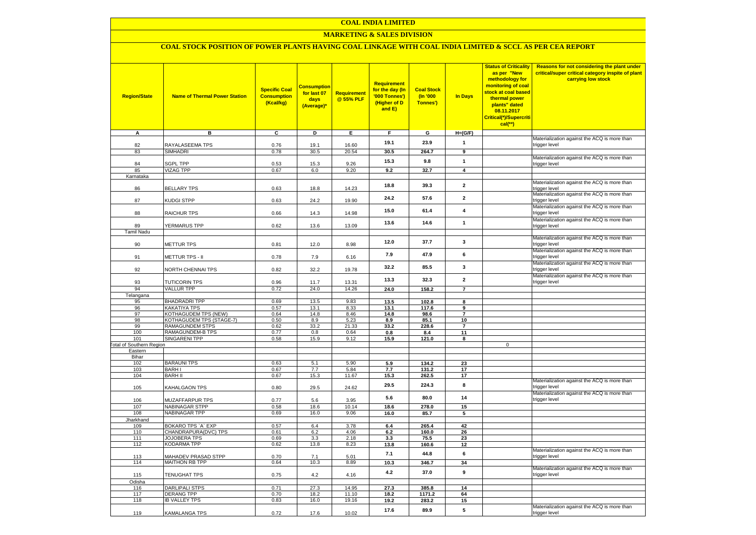# COAL INDIA LIMITED

## MARKETING & SALES DIVISION

### COAL STOCK POSITION OF POWER PLANTS HAVING COAL LINKAGE WITH COAL INDIA LIMITED & SCCL AS PER CEA REPORT

| Region/State | Name of Thermal Power Station | Specific Coal Consumption (Kcal/kg) | Consumption for last 07 days (Average)* | Requirement @ 55% PLF | Requirement for the day (In '000 Tonnes') (Higher of D and E) | Coal Stock (In '000 Tonnes') | In Days | Status of Criticality as per "New methodology for monitoring of coal stock at coal based thermal power plants" dated 08.11.2017 Critical(*)/Supercritical(**) | Reasons for not considering the plant under critical/super critical category inspite of plant carrying low stock |
|---|---|---|---|---|---|---|---|---|---|
| A | B | C | D | E | F | G | H=(G/F) | | |
| 82 | RAYALASEEMA TPS | 0.76 | 19.1 | 16.60 | 19.1 | 23.9 | 1 | | Materialization against the ACQ is more than trigger level |
| 83 | SIMHADRI | 0.78 | 30.5 | 20.54 | 30.5 | 264.7 | 9 | | |
| 84 | SGPL TPP | 0.53 | 15.3 | 9.26 | 15.3 | 9.8 | 1 | | Materialization against the ACQ is more than trigger level |
| 85 | VIZAG TPP | 0.67 | 6.0 | 9.20 | 9.2 | 32.7 | 4 | | |
| Karnataka | | | | | | | | | |
| 86 | BELLARY TPS | 0.63 | 18.8 | 14.23 | 18.8 | 39.3 | 2 | | Materialization against the ACQ is more than trigger level |
| 87 | KUDGI STPP | 0.63 | 24.2 | 19.90 | 24.2 | 57.6 | 2 | | Materialization against the ACQ is more than trigger level |
| 88 | RAICHUR TPS | 0.66 | 14.3 | 14.98 | 15.0 | 61.4 | 4 | | Materialization against the ACQ is more than trigger level |
| 89 | YERMARUS TPP | 0.62 | 13.6 | 13.09 | 13.6 | 14.6 | 1 | | Materialization against the ACQ is more than trigger level |
| Tamil Nadu | | | | | | | | | |
| 90 | METTUR TPS | 0.81 | 12.0 | 8.98 | 12.0 | 37.7 | 3 | | Materialization against the ACQ is more than trigger level |
| 91 | METTUR TPS - II | 0.78 | 7.9 | 6.16 | 7.9 | 47.9 | 6 | | Materialization against the ACQ is more than trigger level |
| 92 | NORTH CHENNAI TPS | 0.82 | 32.2 | 19.78 | 32.2 | 85.5 | 3 | | Materialization against the ACQ is more than trigger level |
| 93 | TUTICORIN TPS | 0.96 | 11.7 | 13.31 | 13.3 | 32.3 | 2 | | Materialization against the ACQ is more than trigger level |
| 94 | VALLUR TPP | 0.72 | 24.0 | 14.26 | 24.0 | 158.2 | 7 | | |
| Telangana | | | | | | | | | |
| 95 | BHADRADRI TPP | 0.69 | 13.5 | 9.83 | 13.5 | 102.8 | 8 | | |
| 96 | KAKATIYA TPS | 0.57 | 13.1 | 8.33 | 13.1 | 117.6 | 9 | | |
| 97 | KOTHAGUDEM TPS (NEW) | 0.64 | 14.8 | 8.46 | 14.8 | 98.6 | 7 | | |
| 98 | KOTHAGUDEM TPS (STAGE-7) | 0.50 | 8.9 | 5.23 | 8.9 | 85.1 | 10 | | |
| 99 | RAMAGUNDEM STPS | 0.62 | 33.2 | 21.33 | 33.2 | 228.6 | 7 | | |
| 100 | RAMAGUNDEM-B TPS | 0.77 | 0.8 | 0.64 | 0.8 | 8.4 | 11 | | |
| 101 | SINGARENI TPP | 0.58 | 15.9 | 9.12 | 15.9 | 121.0 | 8 | | |
| Total of Southern Region | | | | | | | | 0 | |
| Eastern | | | | | | | | | |
| Bihar | | | | | | | | | |
| 102 | BARAUNI TPS | 0.63 | 5.1 | 5.90 | 5.9 | 134.2 | 23 | | |
| 103 | BARH I | 0.67 | 7.7 | 5.84 | 7.7 | 131.2 | 17 | | |
| 104 | BARH II | 0.67 | 15.3 | 11.67 | 15.3 | 262.5 | 17 | | |
| 105 | KAHALGAON TPS | 0.80 | 29.5 | 24.62 | 29.5 | 224.3 | 8 | | Materialization against the ACQ is more than trigger level |
| 106 | MUZAFFARPUR TPS | 0.77 | 5.6 | 3.95 | 5.6 | 80.0 | 14 | | Materialization against the ACQ is more than trigger level |
| 107 | NABINAGAR STPP | 0.58 | 18.6 | 10.14 | 18.6 | 278.0 | 15 | | |
| 108 | NABINAGAR TPP | 0.69 | 16.0 | 9.06 | 16.0 | 85.7 | 5 | | |
| Jharkhand | | | | | | | | | |
| 109 | BOKARO TPS `A` EXP | 0.57 | 6.4 | 3.78 | 6.4 | 265.4 | 42 | | |
| 110 | CHANDRAPURA(DVC) TPS | 0.61 | 6.2 | 4.06 | 6.2 | 160.0 | 26 | | |
| 111 | JOJOBERA TPS | 0.69 | 3.3 | 2.18 | 3.3 | 75.5 | 23 | | |
| 112 | KODARMA TPP | 0.62 | 13.8 | 8.23 | 13.8 | 160.6 | 12 | | |
| 113 | MAHADEV PRASAD STPP | 0.70 | 7.1 | 5.01 | 7.1 | 44.8 | 6 | | Materialization against the ACQ is more than trigger level |
| 114 | MAITHON RB TPP | 0.64 | 10.3 | 8.89 | 10.3 | 346.7 | 34 | | |
| 115 | TENUGHAT TPS | 0.75 | 4.2 | 4.16 | 4.2 | 37.0 | 9 | | Materialization against the ACQ is more than trigger level |
| Odisha | | | | | | | | | |
| 116 | DARLIPALI STPS | 0.71 | 27.3 | 14.95 | 27.3 | 385.8 | 14 | | |
| 117 | DERANG TPP | 0.70 | 18.2 | 11.10 | 18.2 | 1171.2 | 64 | | |
| 118 | IB VALLEY TPS | 0.83 | 16.0 | 19.16 | 19.2 | 283.2 | 15 | | |
| 119 | KAMALANGA TPS | 0.72 | 17.6 | 10.02 | 17.6 | 89.9 | 5 | | Materialization against the ACQ is more than trigger level |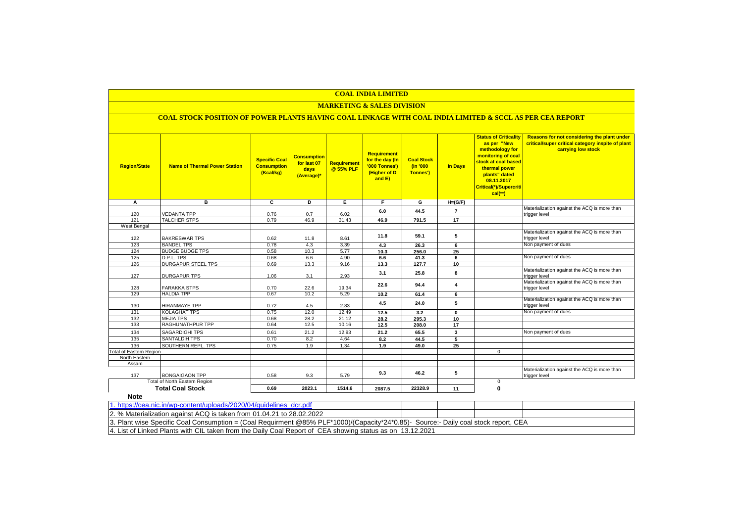# COAL INDIA LIMITED

## MARKETING & SALES DIVISION

### COAL STOCK POSITION OF POWER PLANTS HAVING COAL LINKAGE WITH COAL INDIA LIMITED & SCCL AS PER CEA REPORT

| Region/State | Name of Thermal Power Station | Specific Coal Consumption (Kcal/kg) | Consumption for last 07 days (Average)* | Requirement @ 55% PLF | Requirement for the day (In '000 Tonnes') (Higher of D and E) | Coal Stock (In '000 Tonnes') | In Days | Status of Criticality as per "New methodology for monitoring of coal stock at coal based thermal power plants" dated 08.11.2017 Critical(*)/Supercritical(**) | Reasons for not considering the plant under critical/super critical category inspite of plant carrying low stock |
|---|---|---|---|---|---|---|---|---|---|
| A | B | C | D | E | F | G | H=(G/F) | | |
| 120 | VEDANTA TPP | 0.76 | 0.7 | 6.02 | 6.0 | 44.5 | 7 | | Materialization against the ACQ is more than trigger level |
| 121 | TALCHER STPS | 0.79 | 46.9 | 31.43 | 46.9 | 791.5 | 17 | | |
| West Bengal | | | | | | | | | |
| 122 | BAKRESWAR TPS | 0.62 | 11.8 | 8.61 | 11.8 | 59.1 | 5 | | Materialization against the ACQ is more than trigger level |
| 123 | BANDEL TPS | 0.78 | 4.3 | 3.39 | 4.3 | 26.3 | 6 | | Non payment of dues |
| 124 | BUDGE BUDGE TPS | 0.58 | 10.3 | 5.77 | 10.3 | 256.0 | 25 | | |
| 125 | D.P.L. TPS | 0.68 | 6.6 | 4.90 | 6.6 | 41.3 | 6 | | Non payment of dues |
| 126 | DURGAPUR STEEL TPS | 0.69 | 13.3 | 9.16 | 13.3 | 127.7 | 10 | | |
| 127 | DURGAPUR TPS | 1.06 | 3.1 | 2.93 | 3.1 | 25.8 | 8 | | Materialization against the ACQ is more than trigger level |
| 128 | FARAKKA STPS | 0.70 | 22.6 | 19.34 | 22.6 | 94.4 | 4 | | Materialization against the ACQ is more than trigger level |
| 129 | HALDIA TPP | 0.67 | 10.2 | 5.29 | 10.2 | 61.4 | 6 | | |
| 130 | HIRANMAYE TPP | 0.72 | 4.5 | 2.83 | 4.5 | 24.0 | 5 | | Materialization against the ACQ is more than trigger level |
| 131 | KOLAGHAT TPS | 0.75 | 12.0 | 12.49 | 12.5 | 3.2 | 0 | | Non payment of dues |
| 132 | MEJIA TPS | 0.68 | 28.2 | 21.12 | 28.2 | 295.3 | 10 | | |
| 133 | RAGHUNATHPUR TPP | 0.64 | 12.5 | 10.16 | 12.5 | 208.0 | 17 | | |
| 134 | SAGARDIGHI TPS | 0.61 | 21.2 | 12.93 | 21.2 | 65.5 | 3 | | Non payment of dues |
| 135 | SANTALDIH TPS | 0.70 | 8.2 | 4.64 | 8.2 | 44.5 | 5 | | |
| 136 | SOUTHERN REPL. TPS | 0.75 | 1.9 | 1.34 | 1.9 | 49.0 | 25 | | |
| Total of Eastern Region | | | | | | | | 0 | |
| North Eastern | | | | | | | | | |
| Assam | | | | | | | | | |
| 137 | BONGAIGAON TPP | 0.58 | 9.3 | 5.79 | 9.3 | 46.2 | 5 | | Materialization against the ACQ is more than trigger level |
| Total of North Eastern Region | | | | | | | | 0 | |
| **Total Coal Stock** | | 0.69 | 2023.1 | 1514.6 | 2087.5 | 22328.9 | 11 | 0 | |

**Note**

1. https://cea.nic.in/wp-content/uploads/2020/04/guidelines_dcr.pdf
2. % Materialization against ACQ is taken from 01.04.21 to 28.02.2022
3. Plant wise Specific Coal Consumption = (Coal Requirment @85% PLF*1000)/(Capacity*24*0.85)- Source:- Daily coal stock report, CEA
4. List of Linked Plants with CIL taken from the Daily Coal Report of CEA showing status as on 13.12.2021